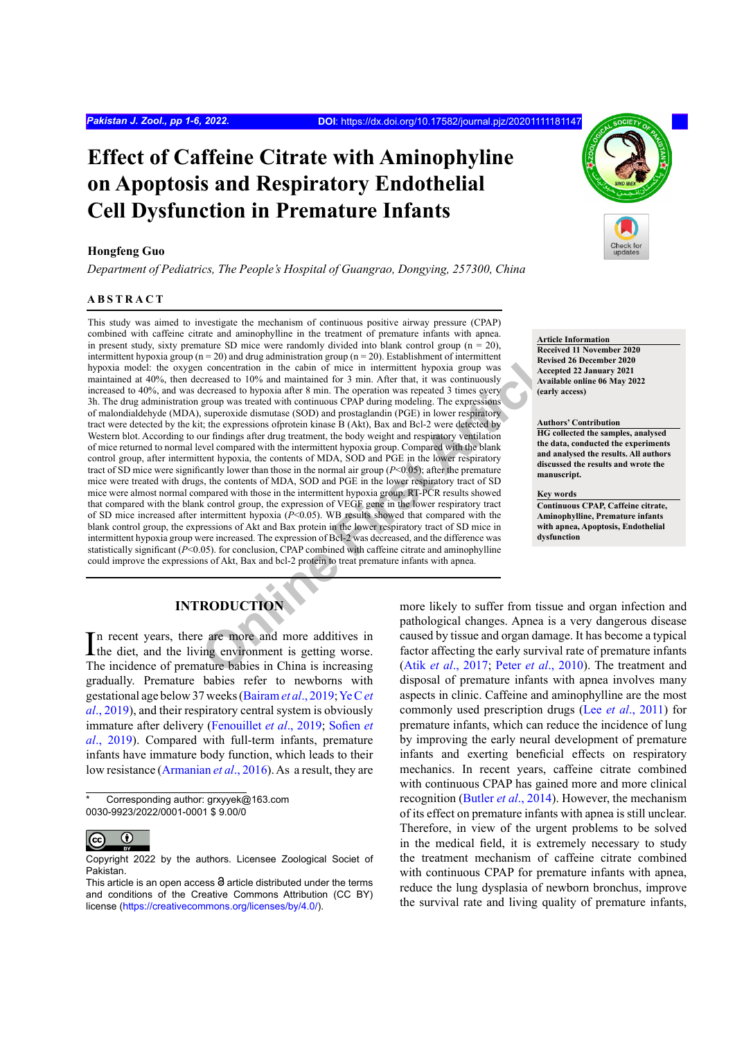# Effect of Caffeine Citrate with Aminophyline on Apoptosis and Respiratory Endothelial Cell Dysfunction in Premature Infants

**Hongfeng Guo**

*Department of Pediatrics, The People's Hospital of Guangrao, Dongying, 257300, China*

## ABSTRACT

This study was aimed to investigate the mechanism of continuous positive airway pressure (CPAP) combined with caffeine citrate and aminophylline in the treatment of premature infants with apnea. in present study, sixty premature SD mice were randomly divided into blank control group (n = 20), intermittent hypoxia group (n = 20) and drug administration group (n = 20). Establishment of intermittent hypoxia model: the oxygen concentration in the cabin of mice in intermittent hypoxia group was maintained at 40%, then decreased to 10% and maintained for 3 min. After that, it was continuously increased to 40%, and was decreased to hypoxia after 8 min. The operation was repeated 3 times every 3h. The drug administration group was treated with continuous CPAP during modeling. The expressions of malondialdehyde (MDA), superoxide dismutase (SOD) and prostaglandin (PGE) in lower respiratory tract were detected by the kit; the expressions ofprotein kinase B (Akt), Bax and Bcl-2 were detected by Western blot. According to our findings after drug treatment, the body weight and respiratory ventilation of mice returned to normal level compared with the intermittent hypoxia group. Compared with the blank control group, after intermittent hypoxia, the contents of MDA, SOD and PGE in the lower respiratory tract of SD mice were significantly lower than those in the normal air group ($P<0.05$); after the premature mice were treated with drugs, the contents of MDA, SOD and PGE in the lower respiratory tract of SD mice were almost normal compared with those in the intermittent hypoxia group. RT-PCR results showed that compared with the blank control group, the expression of VEGF gene in the lower respiratory tract of SD mice increased after intermittent hypoxia ($P<0.05$). WB results showed that compared with the blank control group, the expressions of Akt and Bax protein in the lower respiratory tract of SD mice in intermittent hypoxia group were increased. The expression of Bcl-2 was decreased, and the difference was statistically significant ($P<0.05$). for conclusion, CPAP combined with caffeine citrate and aminophylline could improve the expressions of Akt, Bax and bcl-2 protein to treat premature infants with apnea.

**Article Information**
**Received 11 November 2020**
**Revised 26 December 2020**
**Accepted 22 January 2021**
**Available online 06 May 2022**
**(early access)**

**Authors' Contribution**
**HG collected the samples, analysed the data, conducted the experiments and analysed the results. All authors discussed the results and wrote the manuscript.**

**Key words**
**Continuous CPAP, Caffeine citrate, Aminophylline, Premature infants with apnea, Apoptosis, Endothelial dysfunction**

## INTRODUCTION

In recent years, there are more and more additives in the diet, and the living environment is getting worse. The incidence of premature babies in China is increasing gradually. Premature babies refer to newborns with gestational age below 37 weeks (Bairam *et al*., 2019; Ye C *et al*., 2019), and their respiratory central system is obviously immature after delivery (Fenouillet *et al*., 2019; Sofien *et al*., 2019). Compared with full-term infants, premature infants have immature body function, which leads to their low resistance (Armanian *et al*., 2016). As a result, they are more likely to suffer from tissue and organ infection and pathological changes. Apnea is a very dangerous disease caused by tissue and organ damage. It has become a typical factor affecting the early survival rate of premature infants (Atik *et al*., 2017; Peter *et al*., 2010). The treatment and disposal of premature infants with apnea involves many aspects in clinic. Caffeine and aminophylline are the most commonly used prescription drugs (Lee *et al*., 2011) for premature infants, which can reduce the incidence of lung by improving the early neural development of premature infants and exerting beneficial effects on respiratory mechanics. In recent years, caffeine citrate combined with continuous CPAP has gained more and more clinical recognition (Butler *et al*., 2014). However, the mechanism of its effect on premature infants with apnea is still unclear. Therefore, in view of the urgent problems to be solved in the medical field, it is extremely necessary to study the treatment mechanism of caffeine citrate combined with continuous CPAP for premature infants with apnea, reduce the lung dysplasia of newborn bronchus, improve the survival rate and living quality of premature infants,

\* Corresponding author: grxyyek@163.com
0030-9923/2022/0001-0001 $ 9.00/0

Copyright 2022 by the authors. Licensee Zoological Societ of Pakistan.
This article is an open access article distributed under the terms and conditions of the Creative Commons Attribution (CC BY) license (https://creativecommons.org/licenses/by/4.0/).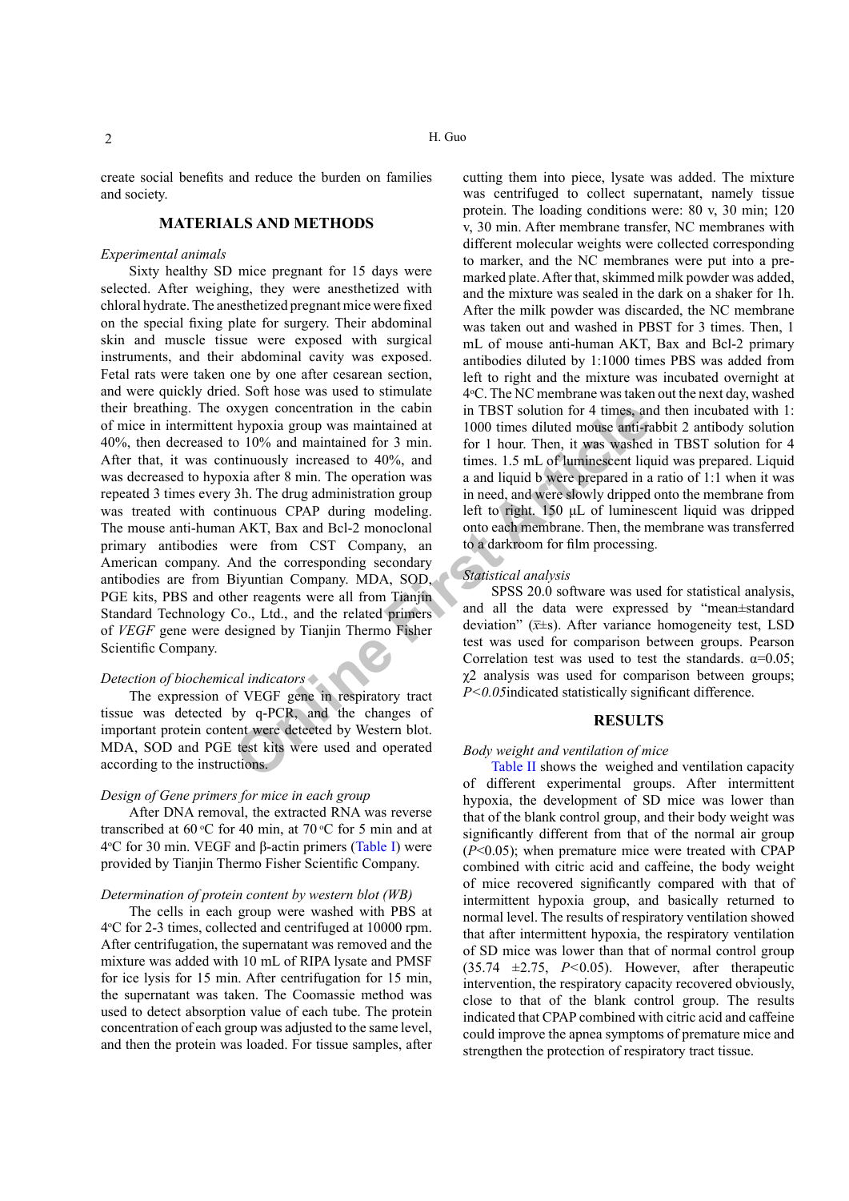create social benefits and reduce the burden on families and society.

## MATERIALS AND METHODS

*Experimental animals*

Sixty healthy SD mice pregnant for 15 days were selected. After weighing, they were anesthetized with chloral hydrate. The anesthetized pregnant mice were fixed on the special fixing plate for surgery. Their abdominal skin and muscle tissue were exposed with surgical instruments, and their abdominal cavity was exposed. Fetal rats were taken one by one after cesarean section, and were quickly dried. Soft hose was used to stimulate their breathing. The oxygen concentration in the cabin of mice in intermittent hypoxia group was maintained at 40%, then decreased to 10% and maintained for 3 min. After that, it was continuously increased to 40%, and was decreased to hypoxia after 8 min. The operation was repeated 3 times every 3h. The drug administration group was treated with continuous CPAP during modeling. The mouse anti-human AKT, Bax and Bcl-2 monoclonal primary antibodies were from CST Company, an American company. And the corresponding secondary antibodies are from Biyuntian Company. MDA, SOD, PGE kits, PBS and other reagents were all from Tianjin Standard Technology Co., Ltd., and the related primers of *VEGF* gene were designed by Tianjin Thermo Fisher Scientific Company.

*Detection of biochemical indicators*

The expression of VEGF gene in respiratory tract tissue was detected by q-PCR, and the changes of important protein content were detected by Western blot. MDA, SOD and PGE test kits were used and operated according to the instructions.

*Design of Gene primers for mice in each group*

After DNA removal, the extracted RNA was reverse transcribed at 60 °C for 40 min, at 70 °C for 5 min and at 4°C for 30 min. VEGF and β-actin primers (Table I) were provided by Tianjin Thermo Fisher Scientific Company.

*Determination of protein content by western blot (WB)*

The cells in each group were washed with PBS at 4°C for 2-3 times, collected and centrifuged at 10000 rpm. After centrifugation, the supernatant was removed and the mixture was added with 10 mL of RIPA lysate and PMSF for ice lysis for 15 min. After centrifugation for 15 min, the supernatant was taken. The Coomassie method was used to detect absorption value of each tube. The protein concentration of each group was adjusted to the same level, and then the protein was loaded. For tissue samples, after cutting them into piece, lysate was added. The mixture was centrifuged to collect supernatant, namely tissue protein. The loading conditions were: 80 v, 30 min; 120 v, 30 min. After membrane transfer, NC membranes with different molecular weights were collected corresponding to marker, and the NC membranes were put into a pre-marked plate. After that, skimmed milk powder was added, and the mixture was sealed in the dark on a shaker for 1h. After the milk powder was discarded, the NC membrane was taken out and washed in PBST for 3 times. Then, 1 mL of mouse anti-human AKT, Bax and Bcl-2 primary antibodies diluted by 1:1000 times PBS was added from left to right and the mixture was incubated overnight at 4°C. The NC membrane was taken out the next day, washed in TBST solution for 4 times, and then incubated with 1: 1000 times diluted mouse anti-rabbit 2 antibody solution for 1 hour. Then, it was washed in TBST solution for 4 times. 1.5 mL of luminescent liquid was prepared. Liquid a and liquid b were prepared in a ratio of 1:1 when it was in need, and were slowly dripped onto the membrane from left to right. 150 μL of luminescent liquid was dripped onto each membrane. Then, the membrane was transferred to a darkroom for film processing.

*Statistical analysis*

SPSS 20.0 software was used for statistical analysis, and all the data were expressed by "mean±standard deviation" ($\bar{x}$±s). After variance homogeneity test, LSD test was used for comparison between groups. Pearson Correlation test was used to test the standards. α=0.05; $\chi^2$ analysis was used for comparison between groups; $P<0.05$ indicated statistically significant difference.

## RESULTS

*Body weight and ventilation of mice*

Table II shows the weighed and ventilation capacity of different experimental groups. After intermittent hypoxia, the development of SD mice was lower than that of the blank control group, and their body weight was significantly different from that of the normal air group ($P<0.05$); when premature mice were treated with CPAP combined with citric acid and caffeine, the body weight of mice recovered significantly compared with that of intermittent hypoxia group, and basically returned to normal level. The results of respiratory ventilation showed that after intermittent hypoxia, the respiratory ventilation of SD mice was lower than that of normal control group (35.74 ±2.75, $P<0.05$). However, after therapeutic intervention, the respiratory capacity recovered obviously, close to that of the blank control group. The results indicated that CPAP combined with citric acid and caffeine could improve the apnea symptoms of premature mice and strengthen the protection of respiratory tract tissue.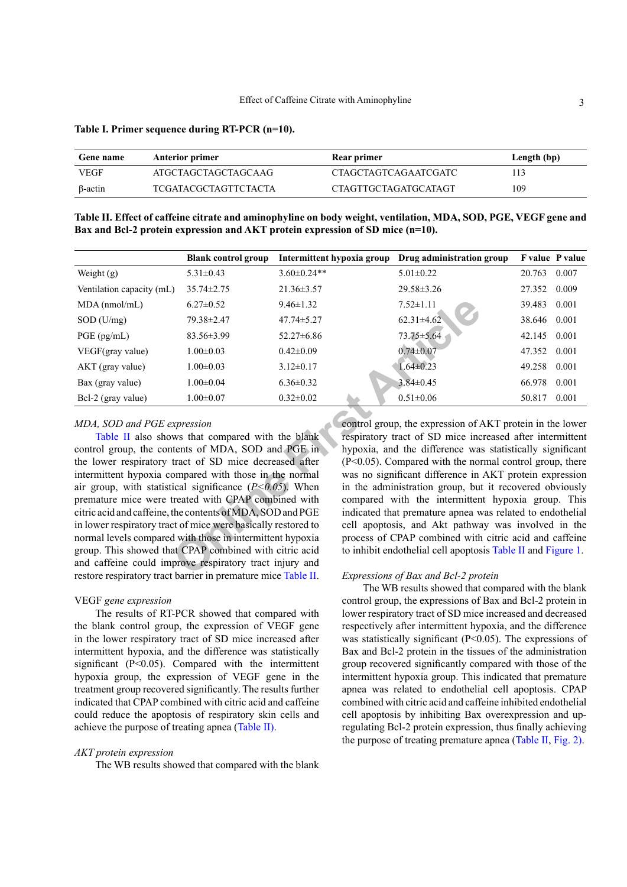**Table I. Primer sequence during RT-PCR (n=10).**

| Gene name | Anterior primer | Rear primer | Length (bp) |
|---|---|---|---|
| VEGF | ATGCTAGCTAGCTAGCAAG | CTAGCTAGTCAGAATCGATC | 113 |
| β-actin | TCGATACGCTAGTTCTACTA | CTAGTTGCTAGATGCATAGT | 109 |

**Table II. Effect of caffeine citrate and aminophyline on body weight, ventilation, MDA, SOD, PGE, VEGF gene and Bax and Bcl-2 protein expression and AKT protein expression of SD mice (n=10).**

| | Blank control group | Intermittent hypoxia group | Drug administration group | F value | P value |
|---|---|---|---|---|---|
| Weight (g) | 5.31±0.43 | 3.60±0.24** | 5.01±0.22 | 20.763 | 0.007 |
| Ventilation capacity (mL) | 35.74±2.75 | 21.36±3.57 | 29.58±3.26 | 27.352 | 0.009 |
| MDA (nmol/mL) | 6.27±0.52 | 9.46±1.32 | 7.52±1.11 | 39.483 | 0.001 |
| SOD (U/mg) | 79.38±2.47 | 47.74±5.27 | 62.31±4.62 | 38.646 | 0.001 |
| PGE (pg/mL) | 83.56±3.99 | 52.27±6.86 | 73.75±5.64 | 42.145 | 0.001 |
| VEGF(gray value) | 1.00±0.03 | 0.42±0.09 | 0.74±0.07 | 47.352 | 0.001 |
| AKT (gray value) | 1.00±0.03 | 3.12±0.17 | 1.64±0.23 | 49.258 | 0.001 |
| Bax (gray value) | 1.00±0.04 | 6.36±0.32 | 3.84±0.45 | 66.978 | 0.001 |
| Bcl-2 (gray value) | 1.00±0.07 | 0.32±0.02 | 0.51±0.06 | 50.817 | 0.001 |

*MDA, SOD and PGE expression*

Table II also shows that compared with the blank control group, the contents of MDA, SOD and PGE in the lower respiratory tract of SD mice decreased after intermittent hypoxia compared with those in the normal air group, with statistical significance ($P<0.05$). When premature mice were treated with CPAP combined with citric acid and caffeine, the contents of MDA, SOD and PGE in lower respiratory tract of mice were basically restored to normal levels compared with those in intermittent hypoxia group. This showed that CPAP combined with citric acid and caffeine could improve respiratory tract injury and restore respiratory tract barrier in premature mice Table II.

VEGF *gene expression*

The results of RT-PCR showed that compared with the blank control group, the expression of VEGF gene in the lower respiratory tract of SD mice increased after intermittent hypoxia, and the difference was statistically significant (P<0.05). Compared with the intermittent hypoxia group, the expression of VEGF gene in the treatment group recovered significantly. The results further indicated that CPAP combined with citric acid and caffeine could reduce the apoptosis of respiratory skin cells and achieve the purpose of treating apnea (Table II).

*AKT protein expression*

The WB results showed that compared with the blank control group, the expression of AKT protein in the lower respiratory tract of SD mice increased after intermittent hypoxia, and the difference was statistically significant (P<0.05). Compared with the normal control group, there was no significant difference in AKT protein expression in the administration group, but it recovered obviously compared with the intermittent hypoxia group. This indicated that premature apnea was related to endothelial cell apoptosis, and Akt pathway was involved in the process of CPAP combined with citric acid and caffeine to inhibit endothelial cell apoptosis Table II and Figure 1.

*Expressions of Bax and Bcl-2 protein*

The WB results showed that compared with the blank control group, the expressions of Bax and Bcl-2 protein in lower respiratory tract of SD mice increased and decreased respectively after intermittent hypoxia, and the difference was statistically significant (P<0.05). The expressions of Bax and Bcl-2 protein in the tissues of the administration group recovered significantly compared with those of the intermittent hypoxia group. This indicated that premature apnea was related to endothelial cell apoptosis. CPAP combined with citric acid and caffeine inhibited endothelial cell apoptosis by inhibiting Bax overexpression and up-regulating Bcl-2 protein expression, thus finally achieving the purpose of treating premature apnea (Table II, Fig. 2).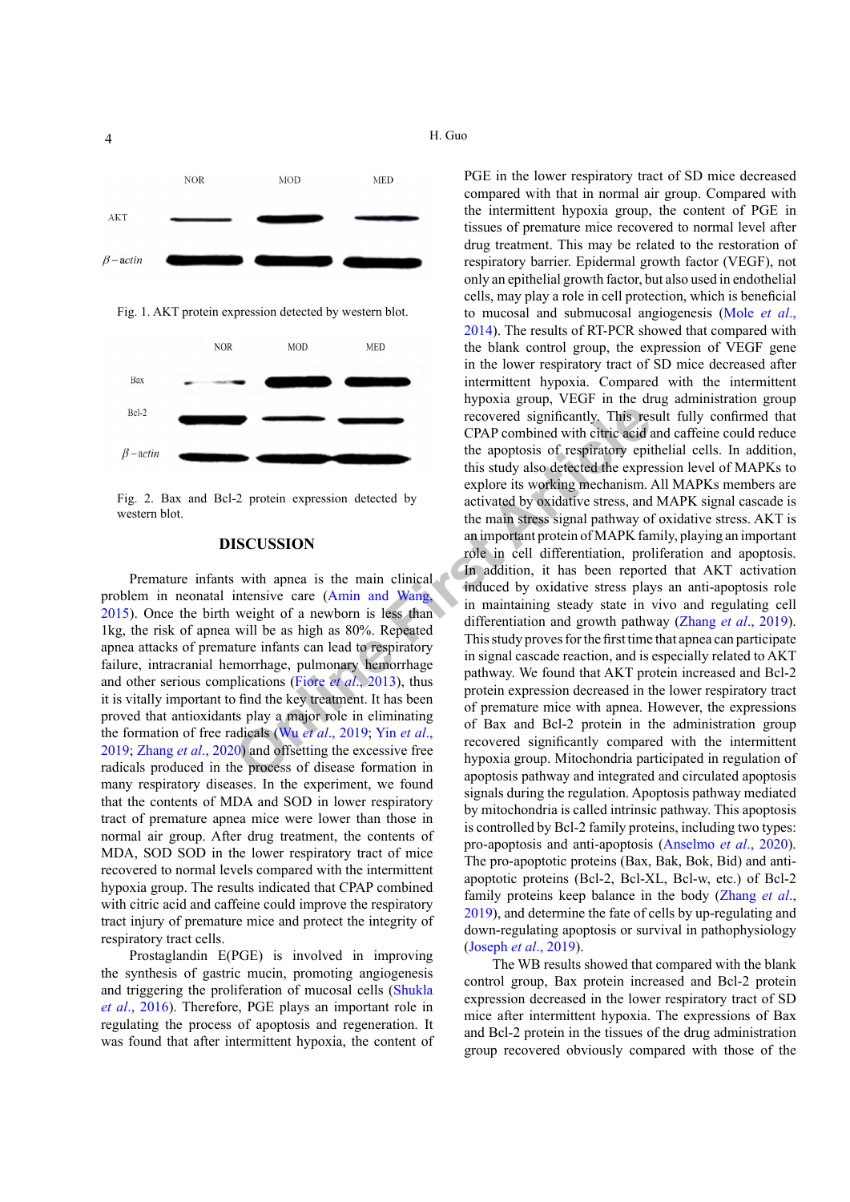NOR MOD MED

AKT

β – actin

Fig. 1. AKT protein expression detected by western blot.

NOR MOD MED

Bax

Bcl-2

β – actin

Fig. 2. Bax and Bcl-2 protein expression detected by western blot.

## DISCUSSION

Premature infants with apnea is the main clinical problem in neonatal intensive care (Amin and Wang, 2015). Once the birth weight of a newborn is less than 1kg, the risk of apnea will be as high as 80%. Repeated apnea attacks of premature infants can lead to respiratory failure, intracranial hemorrhage, pulmonary hemorrhage and other serious complications (Fiore *et al*., 2013), thus it is vitally important to find the key treatment. It has been proved that antioxidants play a major role in eliminating the formation of free radicals (Wu *et al*., 2019; Yin *et al*., 2019; Zhang *et al*., 2020) and offsetting the excessive free radicals produced in the process of disease formation in many respiratory diseases. In the experiment, we found that the contents of MDA and SOD in lower respiratory tract of premature apnea mice were lower than those in normal air group. After drug treatment, the contents of MDA, SOD SOD in the lower respiratory tract of mice recovered to normal levels compared with the intermittent hypoxia group. The results indicated that CPAP combined with citric acid and caffeine could improve the respiratory tract injury of premature mice and protect the integrity of respiratory tract cells.

Prostaglandin E(PGE) is involved in improving the synthesis of gastric mucin, promoting angiogenesis and triggering the proliferation of mucosal cells (Shukla *et al*., 2016). Therefore, PGE plays an important role in regulating the process of apoptosis and regeneration. It was found that after intermittent hypoxia, the content of PGE in the lower respiratory tract of SD mice decreased compared with that in normal air group. Compared with the intermittent hypoxia group, the content of PGE in tissues of premature mice recovered to normal level after drug treatment. This may be related to the restoration of respiratory barrier. Epidermal growth factor (VEGF), not only an epithelial growth factor, but also used in endothelial cells, may play a role in cell protection, which is beneficial to mucosal and submucosal angiogenesis (Mole *et al*., 2014). The results of RT-PCR showed that compared with the blank control group, the expression of VEGF gene in the lower respiratory tract of SD mice decreased after intermittent hypoxia. Compared with the intermittent hypoxia group, VEGF in the drug administration group recovered significantly. This result fully confirmed that CPAP combined with citric acid and caffeine could reduce the apoptosis of respiratory epithelial cells. In addition, this study also detected the expression level of MAPKs to explore its working mechanism. All MAPKs members are activated by oxidative stress, and MAPK signal cascade is the main stress signal pathway of oxidative stress. AKT is an important protein of MAPK family, playing an important role in cell differentiation, proliferation and apoptosis. In addition, it has been reported that AKT activation induced by oxidative stress plays an anti-apoptosis role in signal cascade reaction, and is especially related to AKT in maintaining steady state in vivo and regulating cell differentiation and growth pathway (Zhang *et al*., 2019). This study proves for the first time that apnea can participate in signal cascade reaction, and is especially related to AKT pathway. We found that AKT protein increased and Bcl-2 protein expression decreased in the lower respiratory tract of premature mice with apnea. However, the expressions of Bax and Bcl-2 protein in the administration group recovered significantly compared with the intermittent hypoxia group. Mitochondria participated in regulation of apoptosis pathway and integrated and circulated apoptosis signals during the regulation. Apoptosis pathway mediated by mitochondria is called intrinsic pathway. This apoptosis is controlled by Bcl-2 family proteins, including two types: pro-apoptosis and anti-apoptosis (Anselmo *et al*., 2020). The pro-apoptotic proteins (Bax, Bak, Bok, Bid) and anti-apoptotic proteins (Bcl-2, Bcl-XL, Bcl-w, etc.) of Bcl-2 family proteins keep balance in the body (Zhang *et al*., 2019), and determine the fate of cells by up-regulating and down-regulating apoptosis or survival in pathophysiology (Joseph *et al*., 2019).

The WB results showed that compared with the blank control group, Bax protein increased and Bcl-2 protein expression decreased in the lower respiratory tract of SD mice after intermittent hypoxia. The expressions of Bax and Bcl-2 protein in the tissues of the drug administration group recovered obviously compared with those of the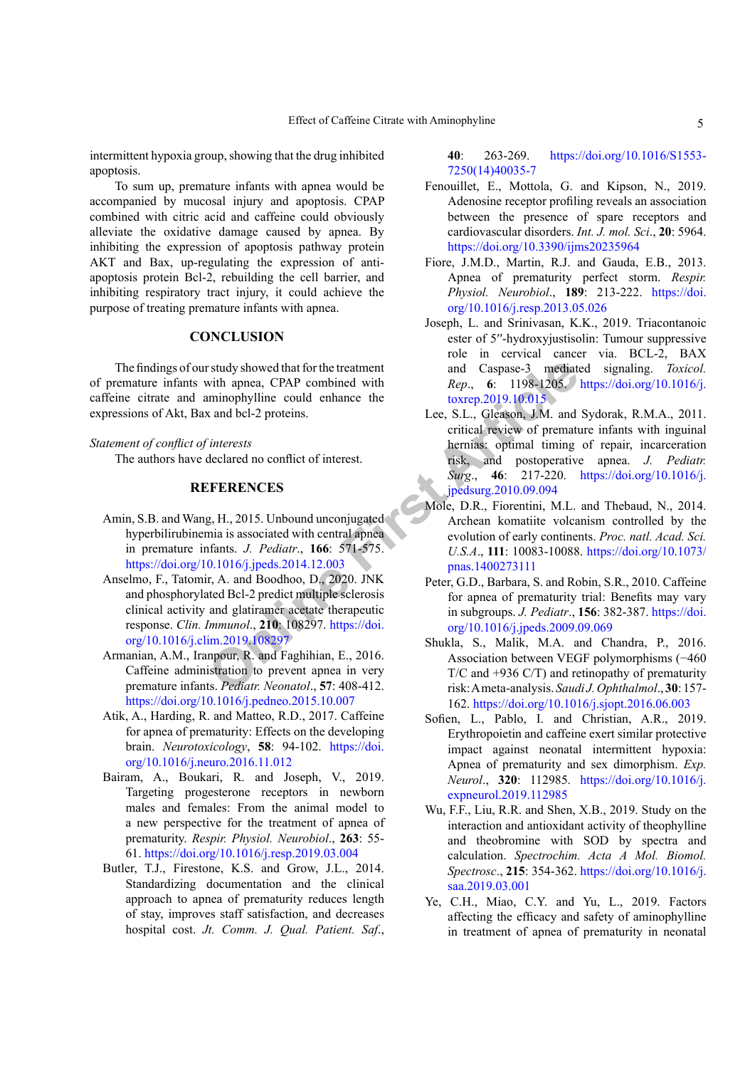intermittent hypoxia group, showing that the drug inhibited apoptosis.

To sum up, premature infants with apnea would be accompanied by mucosal injury and apoptosis. CPAP combined with citric acid and caffeine could obviously alleviate the oxidative damage caused by apnea. By inhibiting the expression of apoptosis pathway protein AKT and Bax, up-regulating the expression of anti-apoptosis protein Bcl-2, rebuilding the cell barrier, and inhibiting respiratory tract injury, it could achieve the purpose of treating premature infants with apnea.

## CONCLUSION

The findings of our study showed that for the treatment of premature infants with apnea, CPAP combined with caffeine citrate and aminophylline could enhance the expressions of Akt, Bax and bcl-2 proteins.

*Statement of conflict of interests*

The authors have declared no conflict of interest.

## REFERENCES

Amin, S.B. and Wang, H., 2015. Unbound unconjugated hyperbilirubinemia is associated with central apnea in premature infants. *J. Pediatr.*, **166**: 571-575. https://doi.org/10.1016/j.jpeds.2014.12.003

Anselmo, F., Tatomir, A. and Boodhoo, D., 2020. JNK and phosphorylated Bcl-2 predict multiple sclerosis clinical activity and glatiramer acetate therapeutic response. *Clin. Immunol.*, **210**: 108297. https://doi.org/10.1016/j.clim.2019.108297

Armanian, A.M., Iranpour, R. and Faghihian, E., 2016. Caffeine administration to prevent apnea in very premature infants. *Pediatr. Neonatol.*, **57**: 408-412. https://doi.org/10.1016/j.pedneo.2015.10.007

Atik, A., Harding, R. and Matteo, R.D., 2017. Caffeine for apnea of prematurity: Effects on the developing brain. *Neurotoxicology*, **58**: 94-102. https://doi.org/10.1016/j.neuro.2016.11.012

Bairam, A., Boukari, R. and Joseph, V., 2019. Targeting progesterone receptors in newborn males and females: From the animal model to a new perspective for the treatment of apnea of prematurity. *Respir. Physiol. Neurobiol.*, **263**: 55-61. https://doi.org/10.1016/j.resp.2019.03.004

Butler, T.J., Firestone, K.S. and Grow, J.L., 2014. Standardizing documentation and the clinical approach to apnea of prematurity reduces length of stay, improves staff satisfaction, and decreases hospital cost. *Jt. Comm. J. Qual. Patient. Saf.*, **40**: 263-269. https://doi.org/10.1016/S1553-7250(14)40035-7

Fenouillet, E., Mottola, G. and Kipson, N., 2019. Adenosine receptor profiling reveals an association between the presence of spare receptors and cardiovascular disorders. *Int. J. mol. Sci.*, **20**: 5964. https://doi.org/10.3390/ijms20235964

Fiore, J.M.D., Martin, R.J. and Gauda, E.B., 2013. Apnea of prematurity perfect storm. *Respir. Physiol. Neurobiol.*, **189**: 213-222. https://doi.org/10.1016/j.resp.2013.05.026

Joseph, L. and Srinivasan, K.K., 2019. Triacontanoic ester of 5″-hydroxyjustisolin: Tumour suppressive role in cervical cancer via. BCL-2, BAX and Caspase-3 mediated signaling. *Toxicol. Rep.*, **6**: 1198-1205. https://doi.org/10.1016/j.toxrep.2019.10.015

Lee, S.L., Gleason, J.M. and Sydorak, R.M.A., 2011. critical review of premature infants with inguinal hernias: optimal timing of repair, incarceration risk, and postoperative apnea. *J. Pediatr. Surg.*, **46**: 217-220. https://doi.org/10.1016/j.jpedsurg.2010.09.094

Mole, D.R., Fiorentini, M.L. and Thebaud, N., 2014. Archean komatiite volcanism controlled by the evolution of early continents. *Proc. natl. Acad. Sci. U.S.A.*, **111**: 10083-10088. https://doi.org/10.1073/pnas.1400273111

Peter, G.D., Barbara, S. and Robin, S.R., 2010. Caffeine for apnea of prematurity trial: Benefits may vary in subgroups. *J. Pediatr.*, **156**: 382-387. https://doi.org/10.1016/j.jpeds.2009.09.069

Shukla, S., Malik, M.A. and Chandra, P., 2016. Association between VEGF polymorphisms (−460 T/C and +936 C/T) and retinopathy of prematurity risk: A meta-analysis. *Saudi J. Ophthalmol.*, **30**: 157-162. https://doi.org/10.1016/j.sjopt.2016.06.003

Sofien, L., Pablo, I. and Christian, A.R., 2019. Erythropoietin and caffeine exert similar protective impact against neonatal intermittent hypoxia: Apnea of prematurity and sex dimorphism. *Exp. Neurol.*, **320**: 112985. https://doi.org/10.1016/j.expneurol.2019.112985

Wu, F.F., Liu, R.R. and Shen, X.B., 2019. Study on the interaction and antioxidant activity of theophylline and theobromine with SOD by spectra and calculation. *Spectrochim. Acta A Mol. Biomol. Spectrosc.*, **215**: 354-362. https://doi.org/10.1016/j.saa.2019.03.001

Ye, C.H., Miao, C.Y. and Yu, L., 2019. Factors affecting the efficacy and safety of aminophylline in treatment of apnea of prematurity in neonatal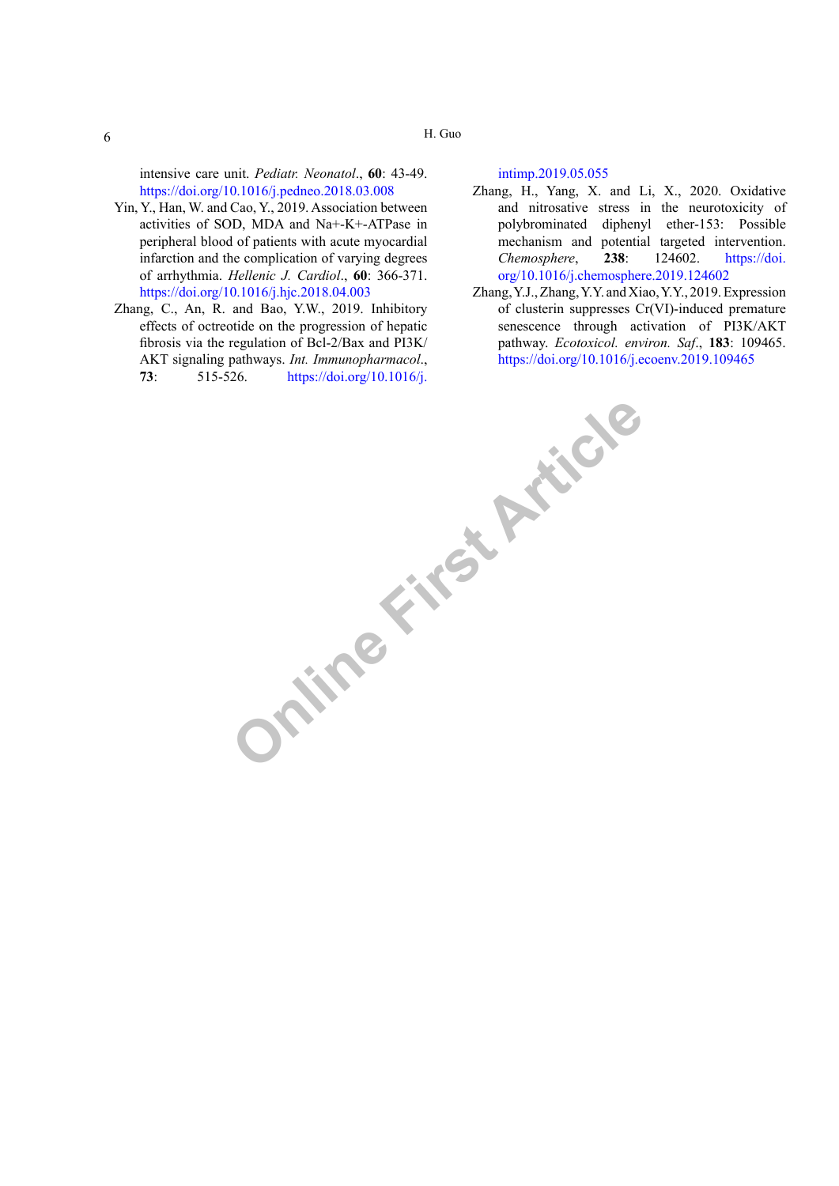intensive care unit. *Pediatr. Neonatol*., **60**: 43-49. https://doi.org/10.1016/j.pedneo.2018.03.008

Yin, Y., Han, W. and Cao, Y., 2019. Association between activities of SOD, MDA and Na+-K+-ATPase in peripheral blood of patients with acute myocardial infarction and the complication of varying degrees of arrhythmia. *Hellenic J. Cardiol*., **60**: 366-371. https://doi.org/10.1016/j.hjc.2018.04.003

Zhang, C., An, R. and Bao, Y.W., 2019. Inhibitory effects of octreotide on the progression of hepatic fibrosis via the regulation of Bcl-2/Bax and PI3K/AKT signaling pathways. *Int. Immunopharmacol*., **73**: 515-526. https://doi.org/10.1016/j.intimp.2019.05.055

Zhang, H., Yang, X. and Li, X., 2020. Oxidative and nitrosative stress in the neurotoxicity of polybrominated diphenyl ether-153: Possible mechanism and potential targeted intervention. *Chemosphere*, **238**: 124602. https://doi.org/10.1016/j.chemosphere.2019.124602

Zhang, Y.J., Zhang, Y.Y. and Xiao, Y.Y., 2019. Expression of clusterin suppresses Cr(VI)-induced premature senescence through activation of PI3K/AKT pathway. *Ecotoxicol. environ. Saf*., **183**: 109465. https://doi.org/10.1016/j.ecoenv.2019.109465